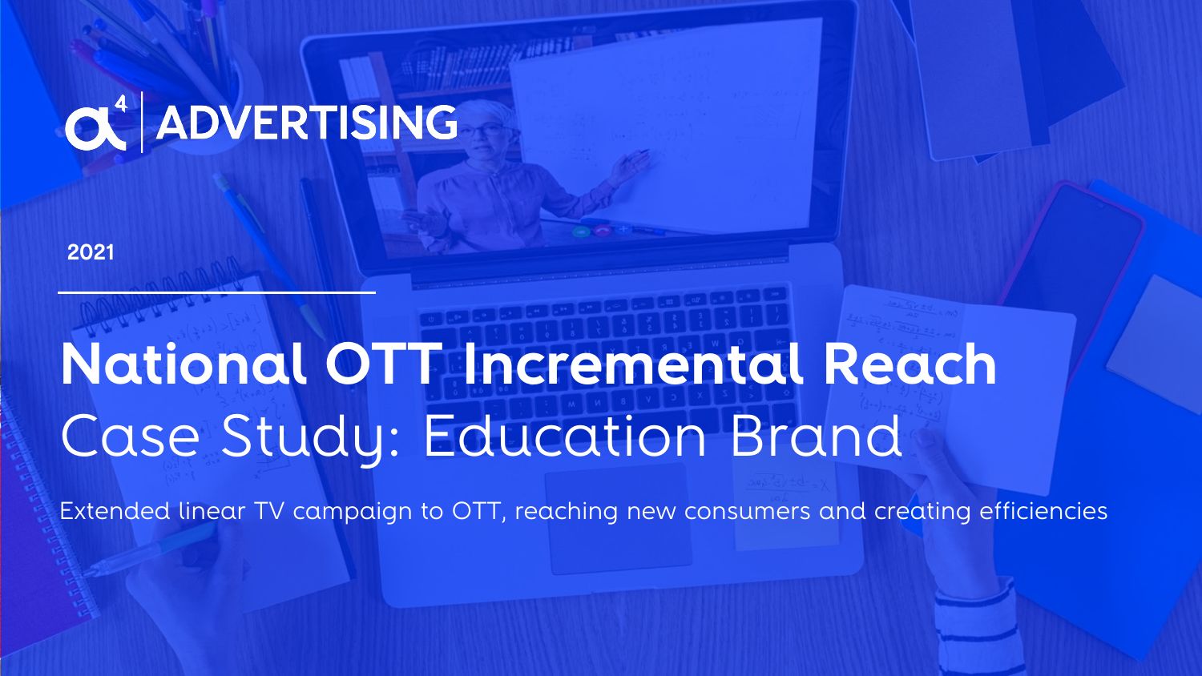α[4] | ADVERTISING

2021

# National OTT Incremental Reach

## Case Study: Education Brand

Extended linear TV campaign to OTT, reaching new consumers and creating efficiencies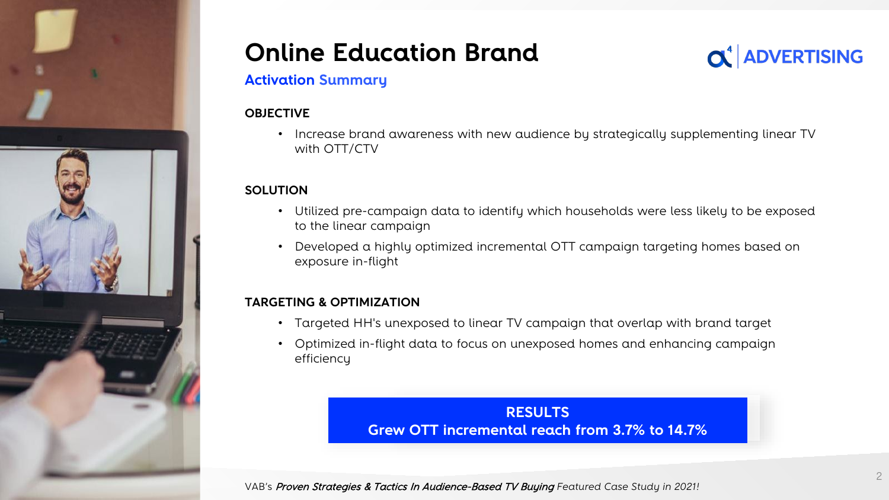# Online Education Brand

## Activation Summary

α⁴ | ADVERTISING

**OBJECTIVE**

- Increase brand awareness with new audience by strategically supplementing linear TV with OTT/CTV

**SOLUTION**

- Utilized pre-campaign data to identify which households were less likely to be exposed to the linear campaign
- Developed a highly optimized incremental OTT campaign targeting homes based on exposure in-flight

**TARGETING & OPTIMIZATION**

- Targeted HH's unexposed to linear TV campaign that overlap with brand target
- Optimized in-flight data to focus on unexposed homes and enhancing campaign efficiency

**RESULTS**
**Grew OTT incremental reach from 3.7% to 14.7%**

VAB's *Proven Strategies & Tactics In Audience-Based TV Buying* Featured Case Study in 2021!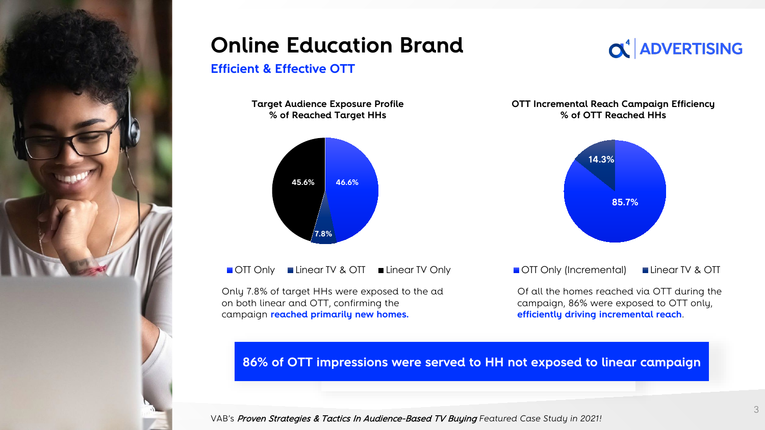# Online Education Brand

## Efficient & Effective OTT

### Target Audience Exposure Profile
% of Reached Target HHs

| Segment | % |
|---|---|
| OTT Only | 46.6% |
| Linear TV & OTT | 7.8% |
| Linear TV Only | 45.6% |

Only 7.8% of target HHs were exposed to the ad on both linear and OTT, confirming the campaign **reached primarily new homes.**

### OTT Incremental Reach Campaign Efficiency
% of OTT Reached HHs

| Segment | % |
|---|---|
| OTT Only (Incremental) | 85.7% |
| Linear TV & OTT | 14.3% |

Of all the homes reached via OTT during the campaign, 86% were exposed to OTT only, **efficiently driving incremental reach**.

**86% of OTT impressions were served to HH not exposed to linear campaign**

VAB's ***Proven Strategies & Tactics In Audience-Based TV Buying*** *Featured Case Study in 2021!*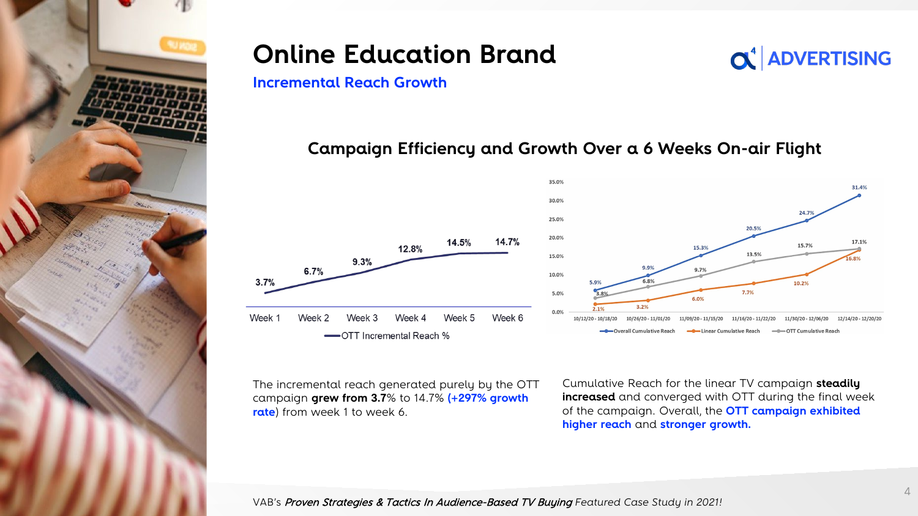# Online Education Brand

## Incremental Reach Growth

α4 | ADVERTISING

### Campaign Efficiency and Growth Over a 6 Weeks On-air Flight

3.7%
6.7%
9.3%
12.8%
14.5%
14.7%

Week 1
Week 2
Week 3
Week 4
Week 5
Week 6

OTT Incremental Reach %

35.0%
30.0%
25.0%
20.0%
15.0%
10.0%
5.0%
0.0%

5.9%
3.8%
2.1%
9.9%
6.8%
3.2%
15.3%
9.7%
6.0%
20.5%
13.5%
7.7%
24.7%
15.7%
10.2%
31.4%
17.1%
16.8%

10/12/20 - 10/18/20
10/26/20 - 11/01/20
11/09/20 - 11/15/20
11/16/20 - 11/22/20
11/30/20 - 12/06/20
12/14/20 - 12/20/20

Overall Cumulative Reach
Linear Cumulative Reach
OTT Cumulative Reach

The incremental reach generated purely by the OTT campaign **grew from 3.7**% to 14.7% **(+297% growth rate**) from week 1 to week 6.

Cumulative Reach for the linear TV campaign **steadily increased** and converged with OTT during the final week of the campaign. Overall, the **OTT campaign exhibited higher reach** and **stronger growth.**

VAB's ***Proven Strategies & Tactics In Audience-Based TV Buying*** *Featured Case Study in 2021!*